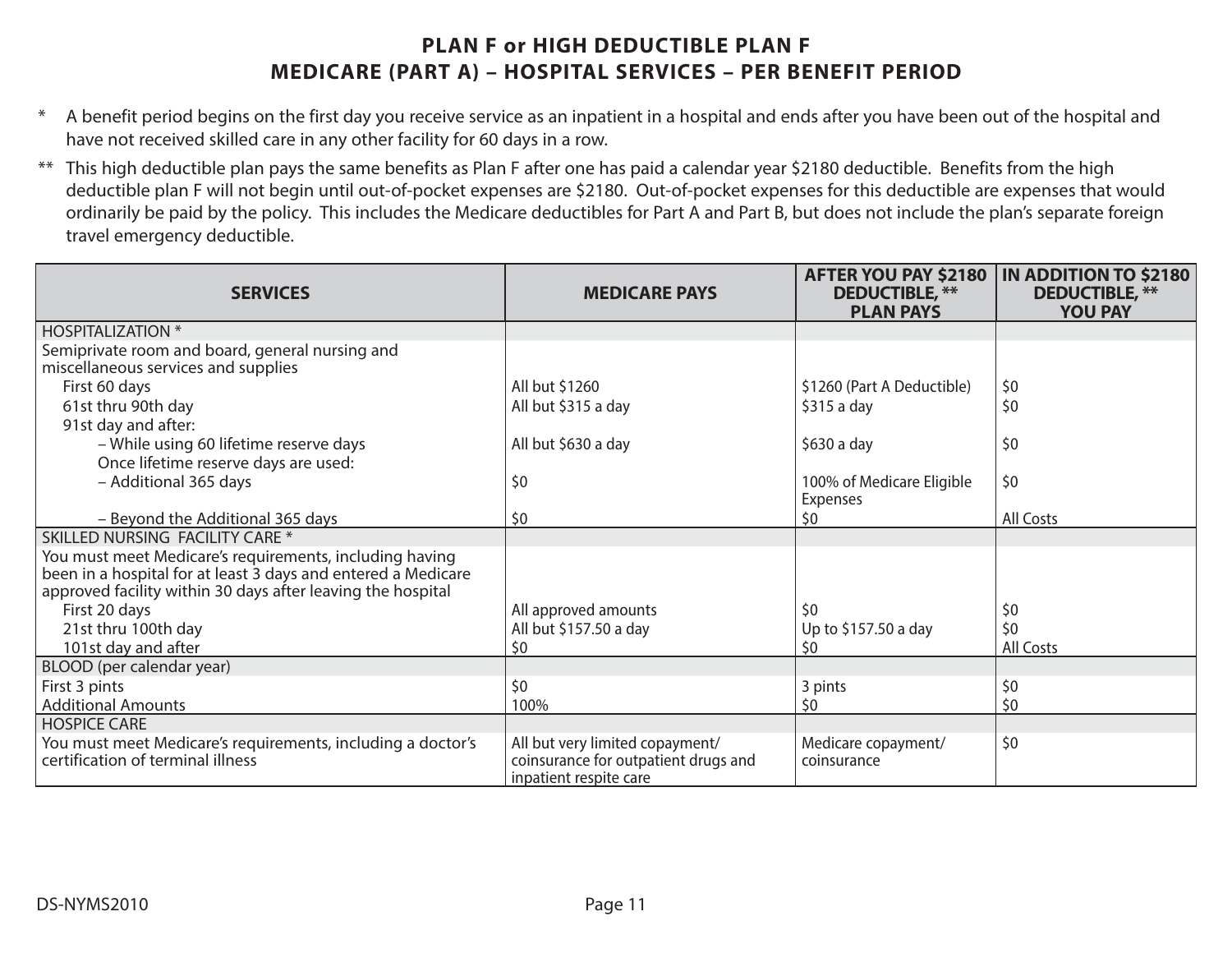## PLAN F or HIGH DEDUCTIBLE PLAN F
## MEDICARE (PART A) – HOSPITAL SERVICES – PER BENEFIT PERIOD

\* A benefit period begins on the first day you receive service as an inpatient in a hospital and ends after you have been out of the hospital and have not received skilled care in any other facility for 60 days in a row.

\*\* This high deductible plan pays the same benefits as Plan F after one has paid a calendar year $2180 deductible. Benefits from the high deductible plan F will not begin until out-of-pocket expenses are $2180. Out-of-pocket expenses for this deductible are expenses that would ordinarily be paid by the policy. This includes the Medicare deductibles for Part A and Part B, but does not include the plan's separate foreign travel emergency deductible.

| SERVICES | MEDICARE PAYS | AFTER YOU PAY $2180 DEDUCTIBLE, ** PLAN PAYS | IN ADDITION TO $2180 DEDUCTIBLE, ** YOU PAY |
|---|---|---|---|
| HOSPITALIZATION * | | | |
| Semiprivate room and board, general nursing and miscellaneous services and supplies | | | |
| First 60 days | All but $1260 | $1260 (Part A Deductible) | $0 |
| 61st thru 90th day | All but $315 a day | $315 a day | $0 |
| 91st day and after: | | | |
| – While using 60 lifetime reserve days | All but $630 a day | $630 a day | $0 |
| Once lifetime reserve days are used: | | | |
| – Additional 365 days | $0 | 100% of Medicare Eligible Expenses | $0 |
| – Beyond the Additional 365 days | $0 | $0 | All Costs |
| SKILLED NURSING FACILITY CARE * | | | |
| You must meet Medicare's requirements, including having been in a hospital for at least 3 days and entered a Medicare approved facility within 30 days after leaving the hospital | | | |
| First 20 days | All approved amounts | $0 | $0 |
| 21st thru 100th day | All but $157.50 a day | Up to $157.50 a day | $0 |
| 101st day and after | $0 | $0 | All Costs |
| BLOOD (per calendar year) | | | |
| First 3 pints | $0 | 3 pints | $0 |
| Additional Amounts | 100% | $0 | $0 |
| HOSPICE CARE | | | |
| You must meet Medicare's requirements, including a doctor's certification of terminal illness | All but very limited copayment/ coinsurance for outpatient drugs and inpatient respite care | Medicare copayment/ coinsurance | $0 |

DS-NYMS2010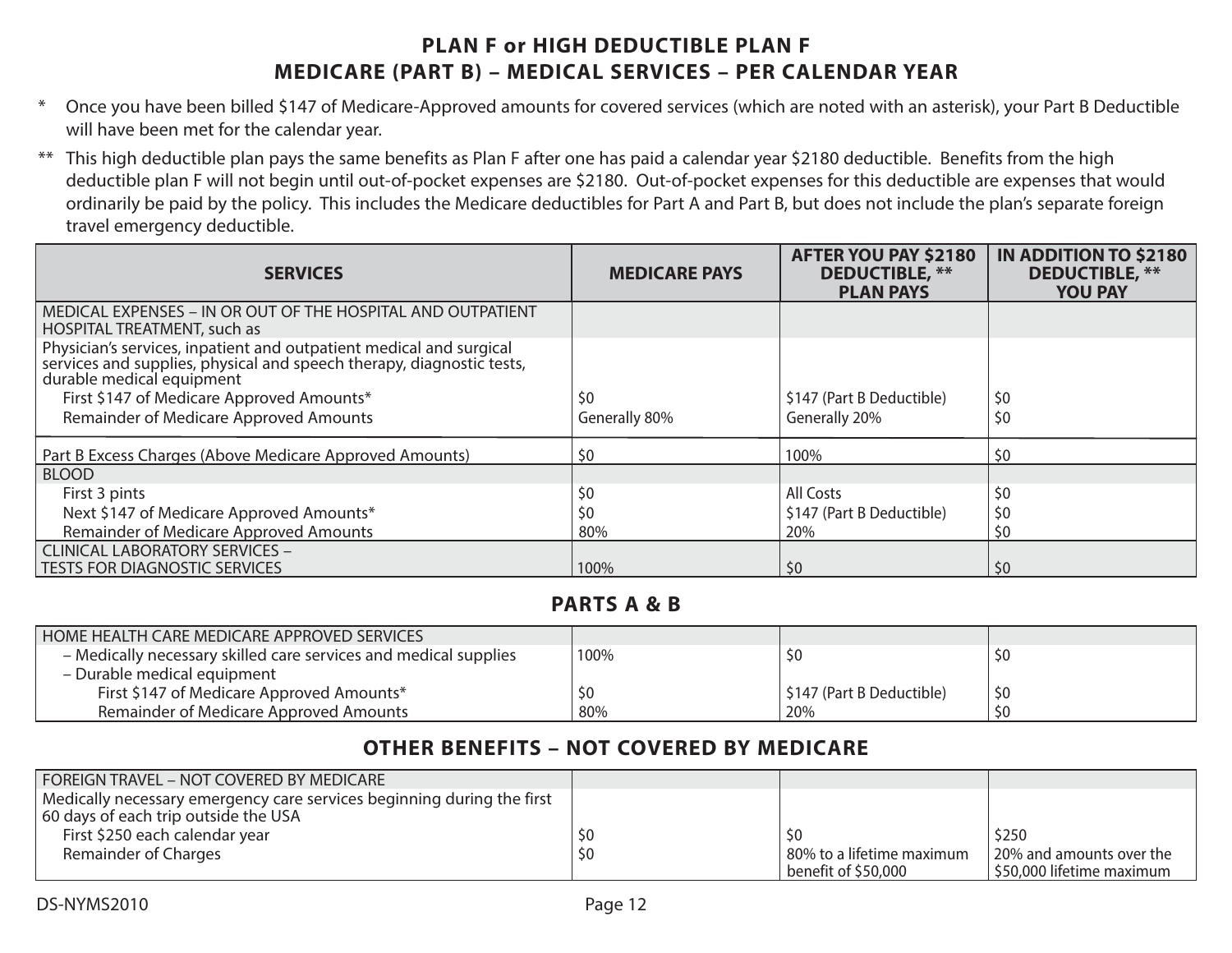## PLAN F or HIGH DEDUCTIBLE PLAN F
## MEDICARE (PART B) – MEDICAL SERVICES – PER CALENDAR YEAR

\* Once you have been billed $147 of Medicare-Approved amounts for covered services (which are noted with an asterisk), your Part B Deductible will have been met for the calendar year.

\*\* This high deductible plan pays the same benefits as Plan F after one has paid a calendar year $2180 deductible. Benefits from the high deductible plan F will not begin until out-of-pocket expenses are $2180. Out-of-pocket expenses for this deductible are expenses that would ordinarily be paid by the policy. This includes the Medicare deductibles for Part A and Part B, but does not include the plan's separate foreign travel emergency deductible.

| SERVICES | MEDICARE PAYS | AFTER YOU PAY $2180 DEDUCTIBLE, ** PLAN PAYS | IN ADDITION TO $2180 DEDUCTIBLE, ** YOU PAY |
|---|---|---|---|
| MEDICAL EXPENSES – IN OR OUT OF THE HOSPITAL AND OUTPATIENT HOSPITAL TREATMENT, such as | | | |
| Physician's services, inpatient and outpatient medical and surgical services and supplies, physical and speech therapy, diagnostic tests, durable medical equipment | | | |
| First $147 of Medicare Approved Amounts* | $0 | $147 (Part B Deductible) | $0 |
| Remainder of Medicare Approved Amounts | Generally 80% | Generally 20% | $0 |
| Part B Excess Charges (Above Medicare Approved Amounts) | $0 | 100% | $0 |
| BLOOD | | | |
| First 3 pints | $0 | All Costs | $0 |
| Next $147 of Medicare Approved Amounts* | $0 | $147 (Part B Deductible) | $0 |
| Remainder of Medicare Approved Amounts | 80% | 20% | $0 |
| CLINICAL LABORATORY SERVICES – TESTS FOR DIAGNOSTIC SERVICES | 100% | $0 | $0 |

## PARTS A & B

| | | | |
|---|---|---|---|
| HOME HEALTH CARE MEDICARE APPROVED SERVICES | | | |
| – Medically necessary skilled care services and medical supplies | 100% | $0 | $0 |
| – Durable medical equipment | | | |
| First $147 of Medicare Approved Amounts* | $0 | $147 (Part B Deductible) | $0 |
| Remainder of Medicare Approved Amounts | 80% | 20% | $0 |

## OTHER BENEFITS – NOT COVERED BY MEDICARE

| | | | |
|---|---|---|---|
| FOREIGN TRAVEL – NOT COVERED BY MEDICARE | | | |
| Medically necessary emergency care services beginning during the first 60 days of each trip outside the USA | | | |
| First $250 each calendar year | $0 | $0 | $250 |
| Remainder of Charges | $0 | 80% to a lifetime maximum benefit of $50,000 | 20% and amounts over the $50,000 lifetime maximum |

DS-NYMS2010